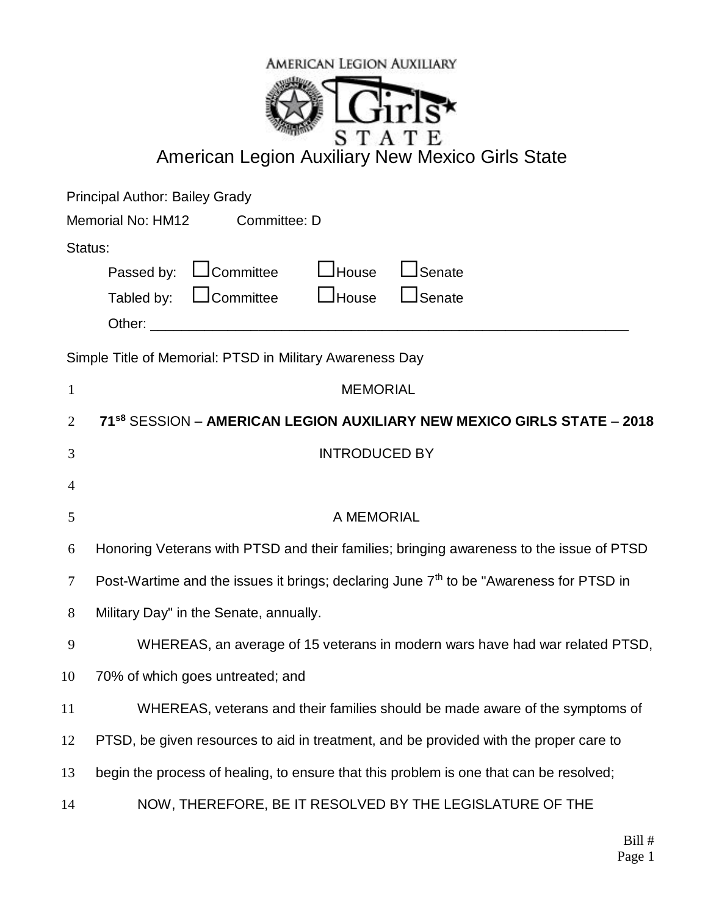AMERICAN LEGION AUXILIARY

Girls STATE

# American Legion Auxiliary New Mexico Girls State

Principal Author: Bailey Grady

Memorial No: HM12 Committee: D

Status:

Passed by: ☐Committee ☐House ☐Senate

Tabled by: ☐Committee ☐House ☐Senate

Other: ______________________________________________________________

Simple Title of Memorial: PTSD in Military Awareness Day

1 MEMORIAL

2 **71**[s8] SESSION – **AMERICAN LEGION AUXILIARY NEW MEXICO GIRLS STATE** – **2018**

3 INTRODUCED BY

4

5 A MEMORIAL

6 Honoring Veterans with PTSD and their families; bringing awareness to the issue of PTSD

7 Post-Wartime and the issues it brings; declaring June 7th to be "Awareness for PTSD in

8 Military Day" in the Senate, annually.

9 WHEREAS, an average of 15 veterans in modern wars have had war related PTSD,

10 70% of which goes untreated; and

11 WHEREAS, veterans and their families should be made aware of the symptoms of

12 PTSD, be given resources to aid in treatment, and be provided with the proper care to

13 begin the process of healing, to ensure that this problem is one that can be resolved;

14 NOW, THEREFORE, BE IT RESOLVED BY THE LEGISLATURE OF THE

Bill #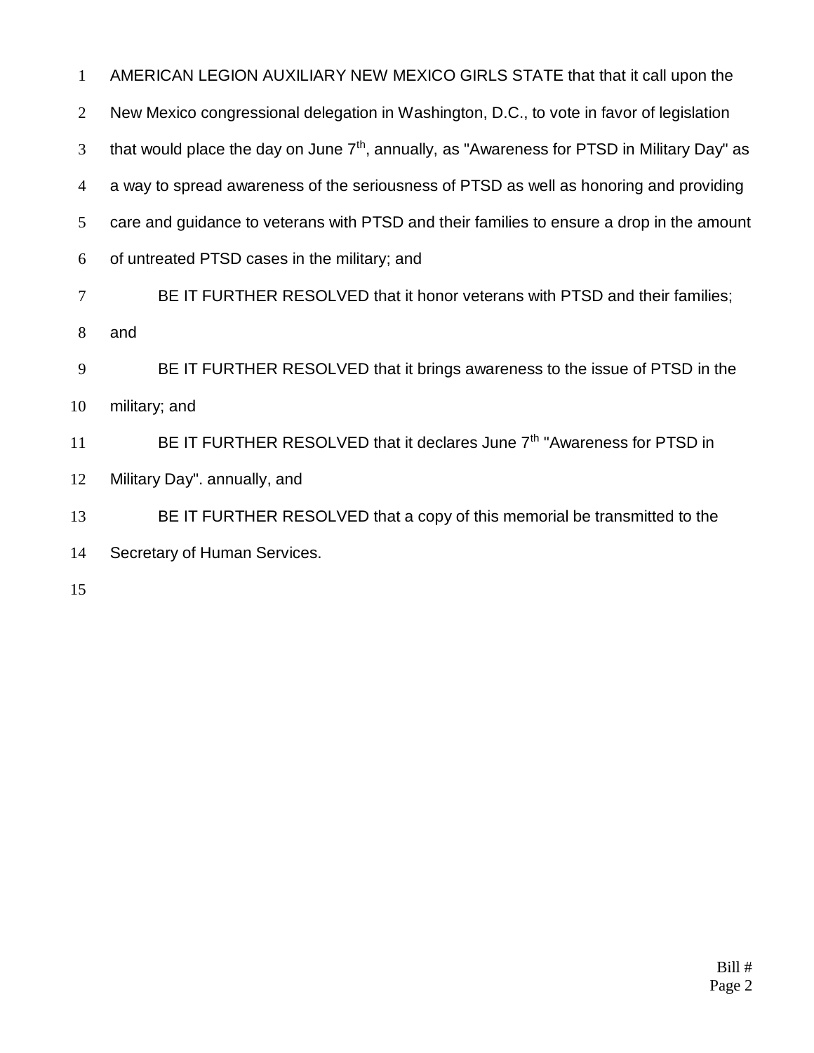AMERICAN LEGION AUXILIARY NEW MEXICO GIRLS STATE that that it call upon the New Mexico congressional delegation in Washington, D.C., to vote in favor of legislation that would place the day on June 7th, annually, as "Awareness for PTSD in Military Day" as a way to spread awareness of the seriousness of PTSD as well as honoring and providing care and guidance to veterans with PTSD and their families to ensure a drop in the amount of untreated PTSD cases in the military; and

BE IT FURTHER RESOLVED that it honor veterans with PTSD and their families; and

BE IT FURTHER RESOLVED that it brings awareness to the issue of PTSD in the military; and

BE IT FURTHER RESOLVED that it declares June 7th "Awareness for PTSD in Military Day". annually, and

BE IT FURTHER RESOLVED that a copy of this memorial be transmitted to the Secretary of Human Services.